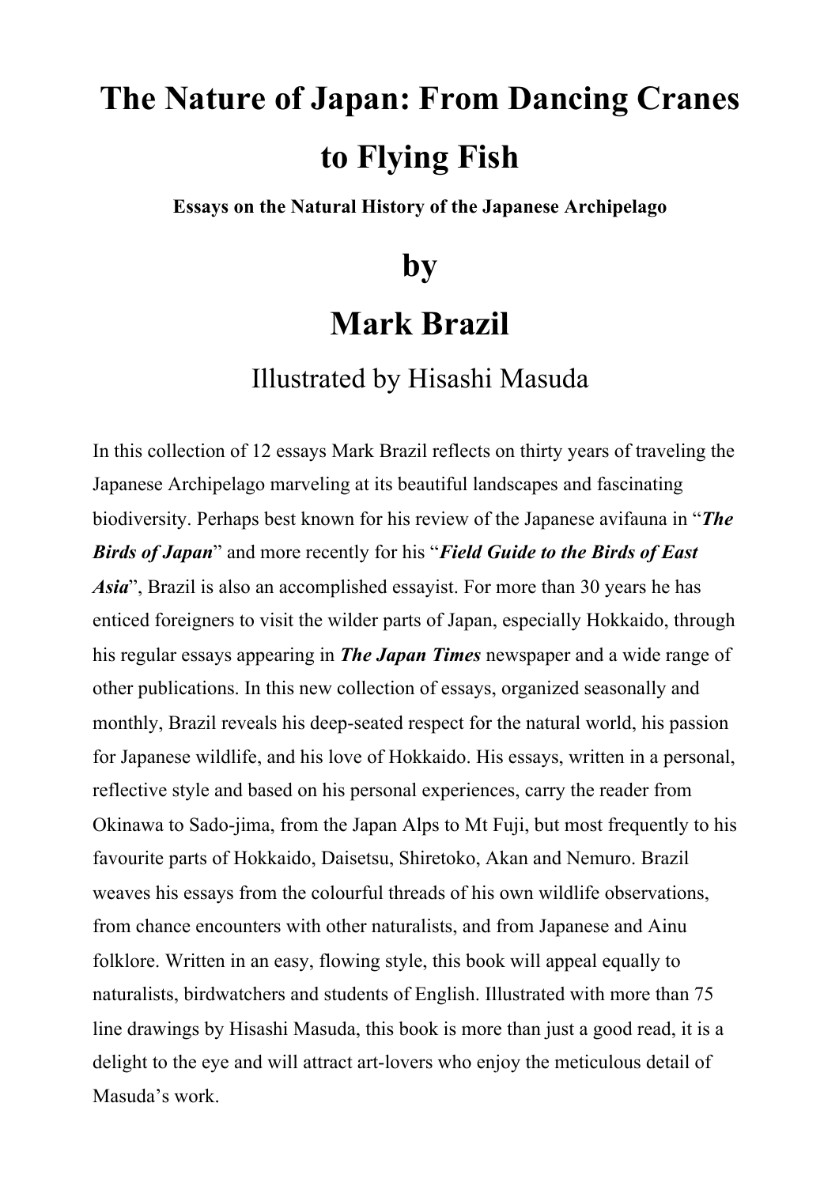# The Nature of Japan: From Dancing Cranes to Flying Fish

**Essays on the Natural History of the Japanese Archipelago**

## by

## Mark Brazil

Illustrated by Hisashi Masuda

In this collection of 12 essays Mark Brazil reflects on thirty years of traveling the Japanese Archipelago marveling at its beautiful landscapes and fascinating biodiversity. Perhaps best known for his review of the Japanese avifauna in "***The Birds of Japan***" and more recently for his "***Field Guide to the Birds of East Asia***", Brazil is also an accomplished essayist. For more than 30 years he has enticed foreigners to visit the wilder parts of Japan, especially Hokkaido, through his regular essays appearing in ***The Japan Times*** newspaper and a wide range of other publications. In this new collection of essays, organized seasonally and monthly, Brazil reveals his deep-seated respect for the natural world, his passion for Japanese wildlife, and his love of Hokkaido. His essays, written in a personal, reflective style and based on his personal experiences, carry the reader from Okinawa to Sado-jima, from the Japan Alps to Mt Fuji, but most frequently to his favourite parts of Hokkaido, Daisetsu, Shiretoko, Akan and Nemuro. Brazil weaves his essays from the colourful threads of his own wildlife observations, from chance encounters with other naturalists, and from Japanese and Ainu folklore. Written in an easy, flowing style, this book will appeal equally to naturalists, birdwatchers and students of English. Illustrated with more than 75 line drawings by Hisashi Masuda, this book is more than just a good read, it is a delight to the eye and will attract art-lovers who enjoy the meticulous detail of Masuda's work.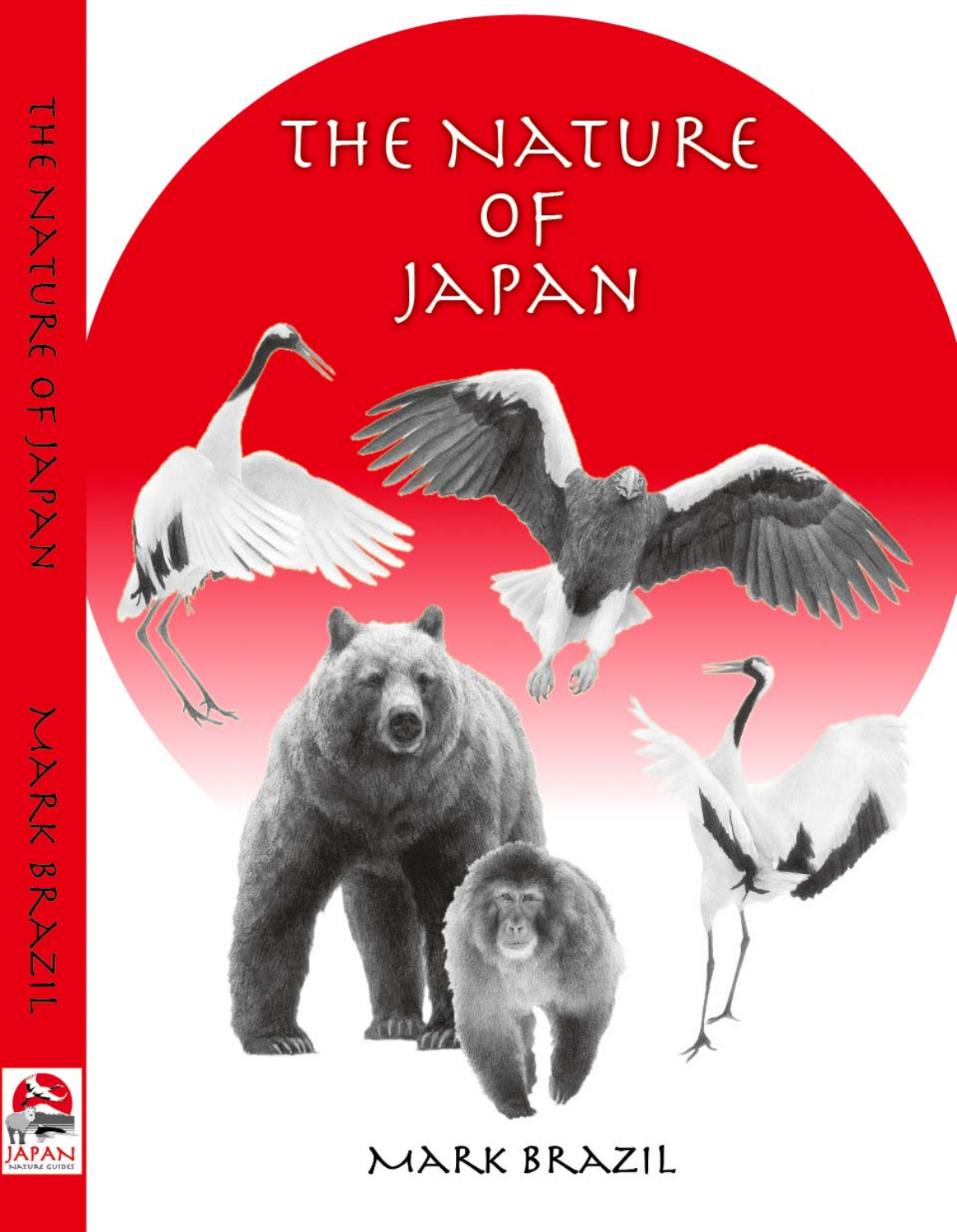# THE NATURE OF JAPAN

MARK BRAZIL

THE NATURE OF JAPAN MARK BRAZIL

JAPAN NATURE GUIDES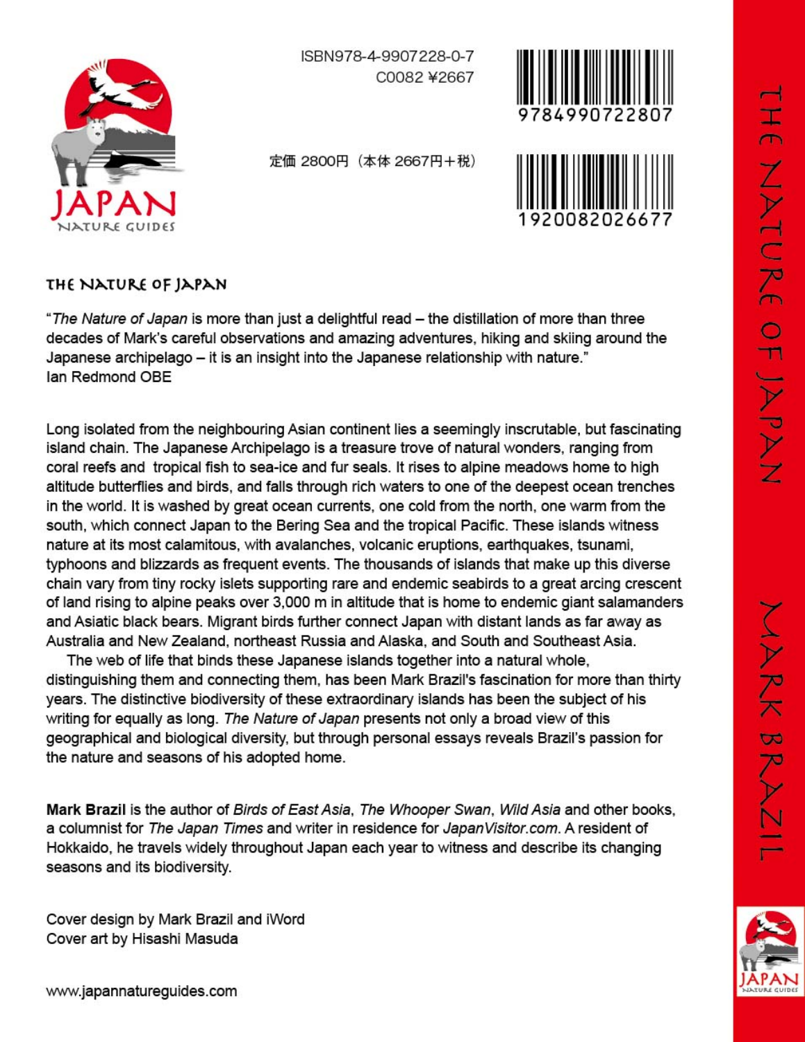ISBN978-4-9907228-0-7
C0082 ¥2667

9784990722807

定価 2800円（本体 2667円＋税）

1920082026677

JAPAN NATURE GUIDES

## THE NATURE OF JAPAN

"*The Nature of Japan* is more than just a delightful read – the distillation of more than three decades of Mark's careful observations and amazing adventures, hiking and skiing around the Japanese archipelago – it is an insight into the Japanese relationship with nature."
Ian Redmond OBE

Long isolated from the neighbouring Asian continent lies a seemingly inscrutable, but fascinating island chain. The Japanese Archipelago is a treasure trove of natural wonders, ranging from coral reefs and tropical fish to sea-ice and fur seals. It rises to alpine meadows home to high altitude butterflies and birds, and falls through rich waters to one of the deepest ocean trenches in the world. It is washed by great ocean currents, one cold from the north, one warm from the south, which connect Japan to the Bering Sea and the tropical Pacific. These islands witness nature at its most calamitous, with avalanches, volcanic eruptions, earthquakes, tsunami, typhoons and blizzards as frequent events. The thousands of islands that make up this diverse chain vary from tiny rocky islets supporting rare and endemic seabirds to a great arcing crescent of land rising to alpine peaks over 3,000 m in altitude that is home to endemic giant salamanders and Asiatic black bears. Migrant birds further connect Japan with distant lands as far away as Australia and New Zealand, northeast Russia and Alaska, and South and Southeast Asia.

The web of life that binds these Japanese islands together into a natural whole, distinguishing them and connecting them, has been Mark Brazil's fascination for more than thirty years. The distinctive biodiversity of these extraordinary islands has been the subject of his writing for equally as long. *The Nature of Japan* presents not only a broad view of this geographical and biological diversity, but through personal essays reveals Brazil's passion for the nature and seasons of his adopted home.

**Mark Brazil** is the author of *Birds of East Asia*, *The Whooper Swan*, *Wild Asia* and other books, a columnist for *The Japan Times* and writer in residence for *JapanVisitor.com*. A resident of Hokkaido, he travels widely throughout Japan each year to witness and describe its changing seasons and its biodiversity.

Cover design by Mark Brazil and iWord
Cover art by Hisashi Masuda

www.japannatureguides.com

THE NATURE OF JAPAN MARK BRAZIL

JAPAN NATURE GUIDES